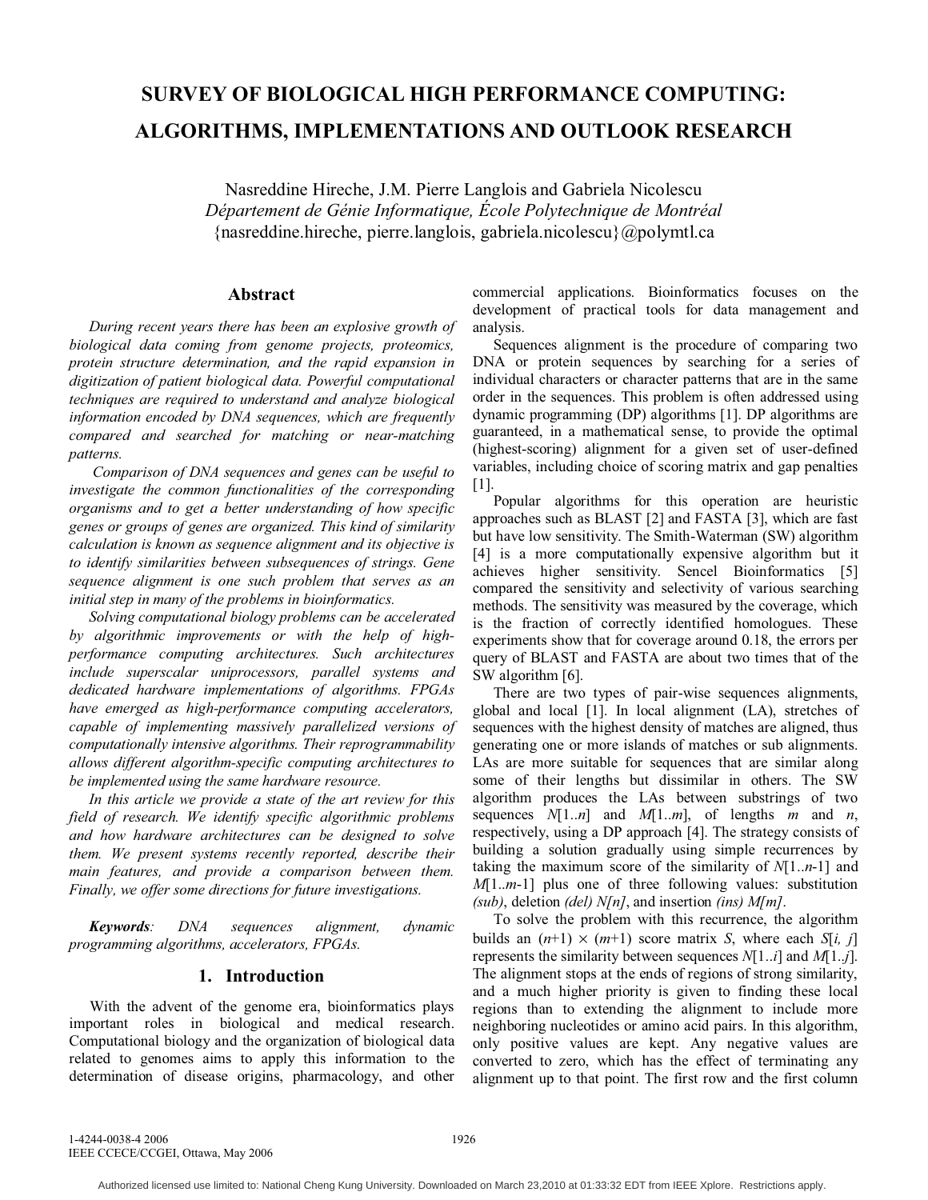# SURVEY OF BIOLOGICAL HIGH PERFORMANCE COMPUTING: ALGORITHMS, IMPLEMENTATIONS AND OUTLOOK RESEARCH

Nasreddine Hireche, J.M. Pierre Langlois and Gabriela Nicolescu
*Département de Génie Informatique, École Polytechnique de Montréal*
{nasreddine.hireche, pierre.langlois, gabriela.nicolescu}@polymtl.ca

## Abstract

*During recent years there has been an explosive growth of biological data coming from genome projects, proteomics, protein structure determination, and the rapid expansion in digitization of patient biological data. Powerful computational techniques are required to understand and analyze biological information encoded by DNA sequences, which are frequently compared and searched for matching or near-matching patterns.*

*Comparison of DNA sequences and genes can be useful to investigate the common functionalities of the corresponding organisms and to get a better understanding of how specific genes or groups of genes are organized. This kind of similarity calculation is known as sequence alignment and its objective is to identify similarities between subsequences of strings. Gene sequence alignment is one such problem that serves as an initial step in many of the problems in bioinformatics.*

*Solving computational biology problems can be accelerated by algorithmic improvements or with the help of high-performance computing architectures. Such architectures include superscalar uniprocessors, parallel systems and dedicated hardware implementations of algorithms. FPGAs have emerged as high-performance computing accelerators, capable of implementing massively parallelized versions of computationally intensive algorithms. Their reprogrammability allows different algorithm-specific computing architectures to be implemented using the same hardware resource.*

*In this article we provide a state of the art review for this field of research. We identify specific algorithmic problems and how hardware architectures can be designed to solve them. We present systems recently reported, describe their main features, and provide a comparison between them. Finally, we offer some directions for future investigations.*

***Keywords**: DNA sequences alignment, dynamic programming algorithms, accelerators, FPGAs.*

## 1. Introduction

With the advent of the genome era, bioinformatics plays important roles in biological and medical research. Computational biology and the organization of biological data related to genomes aims to apply this information to the determination of disease origins, pharmacology, and other commercial applications. Bioinformatics focuses on the development of practical tools for data management and analysis.

Sequences alignment is the procedure of comparing two DNA or protein sequences by searching for a series of individual characters or character patterns that are in the same order in the sequences. This problem is often addressed using dynamic programming (DP) algorithms [1]. DP algorithms are guaranteed, in a mathematical sense, to provide the optimal (highest-scoring) alignment for a given set of user-defined variables, including choice of scoring matrix and gap penalties [1].

Popular algorithms for this operation are heuristic approaches such as BLAST [2] and FASTA [3], which are fast but have low sensitivity. The Smith-Waterman (SW) algorithm [4] is a more computationally expensive algorithm but it achieves higher sensitivity. Sencel Bioinformatics [5] compared the sensitivity and selectivity of various searching methods. The sensitivity was measured by the coverage, which is the fraction of correctly identified homologues. These experiments show that for coverage around 0.18, the errors per query of BLAST and FASTA are about two times that of the SW algorithm [6].

There are two types of pair-wise sequences alignments, global and local [1]. In local alignment (LA), stretches of sequences with the highest density of matches are aligned, thus generating one or more islands of matches or sub alignments. LAs are more suitable for sequences that are similar along some of their lengths but dissimilar in others. The SW algorithm produces the LAs between substrings of two sequences $N[1..n]$ and $M[1..m]$, of lengths $m$ and $n$, respectively, using a DP approach [4]. The strategy consists of building a solution gradually using simple recurrences by taking the maximum score of the similarity of $N[1..n-1]$ and $M[1..m-1]$ plus one of three following values: substitution *(sub)*, deletion *(del)* $N[n]$, and insertion *(ins)* $M[m]$.

To solve the problem with this recurrence, the algorithm builds an $(n+1) \times (m+1)$ score matrix $S$, where each $S[i, j]$ represents the similarity between sequences $N[1..i]$ and $M[1..j]$. The alignment stops at the ends of regions of strong similarity, and a much higher priority is given to finding these local regions than to extending the alignment to include more neighboring nucleotides or amino acid pairs. In this algorithm, only positive values are kept. Any negative values are converted to zero, which has the effect of terminating any alignment up to that point. The first row and the first column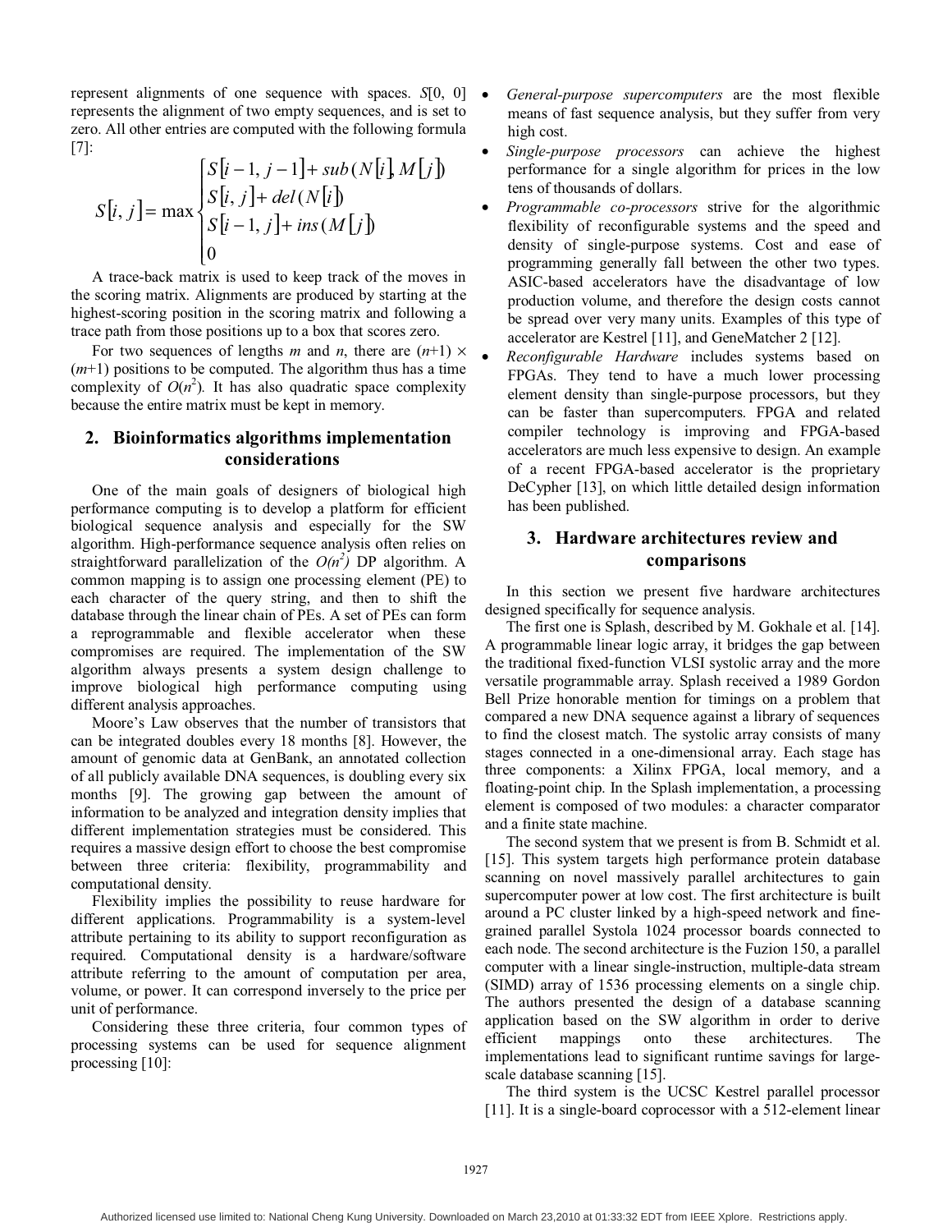represent alignments of one sequence with spaces. $S[0, 0]$ represents the alignment of two empty sequences, and is set to zero. All other entries are computed with the following formula [7]:

$$S[i, j] = \max \begin{cases} S[i-1, j-1] + sub(N[i], M[j]) \\ S[i, j] + del(N[i]) \\ S[i-1, j] + ins(M[j]) \\ 0 \end{cases}$$

A trace-back matrix is used to keep track of the moves in the scoring matrix. Alignments are produced by starting at the highest-scoring position in the scoring matrix and following a trace path from those positions up to a box that scores zero.

For two sequences of lengths $m$ and $n$, there are $(n+1) \times (m+1)$ positions to be computed. The algorithm thus has a time complexity of $O(n^2)$. It has also quadratic space complexity because the entire matrix must be kept in memory.

## 2. Bioinformatics algorithms implementation considerations

One of the main goals of designers of biological high performance computing is to develop a platform for efficient biological sequence analysis and especially for the SW algorithm. High-performance sequence analysis often relies on straightforward parallelization of the $O(n^2)$ DP algorithm. A common mapping is to assign one processing element (PE) to each character of the query string, and then to shift the database through the linear chain of PEs. A set of PEs can form a reprogrammable and flexible accelerator when these compromises are required. The implementation of the SW algorithm always presents a system design challenge to improve biological high performance computing using different analysis approaches.

Moore's Law observes that the number of transistors that can be integrated doubles every 18 months [8]. However, the amount of genomic data at GenBank, an annotated collection of all publicly available DNA sequences, is doubling every six months [9]. The growing gap between the amount of information to be analyzed and integration density implies that different implementation strategies must be considered. This requires a massive design effort to choose the best compromise between three criteria: flexibility, programmability and computational density.

Flexibility implies the possibility to reuse hardware for different applications. Programmability is a system-level attribute pertaining to its ability to support reconfiguration as required. Computational density is a hardware/software attribute referring to the amount of computation per area, volume, or power. It can correspond inversely to the price per unit of performance.

Considering these three criteria, four common types of processing systems can be used for sequence alignment processing [10]:

- *General-purpose supercomputers* are the most flexible means of fast sequence analysis, but they suffer from very high cost.
- *Single-purpose processors* can achieve the highest performance for a single algorithm for prices in the low tens of thousands of dollars.
- *Programmable co-processors* strive for the algorithmic flexibility of reconfigurable systems and the speed and density of single-purpose systems. Cost and ease of programming generally fall between the other two types. ASIC-based accelerators have the disadvantage of low production volume, and therefore the design costs cannot be spread over very many units. Examples of this type of accelerator are Kestrel [11], and GeneMatcher 2 [12].
- *Reconfigurable Hardware* includes systems based on FPGAs. They tend to have a much lower processing element density than single-purpose processors, but they can be faster than supercomputers. FPGA and related compiler technology is improving and FPGA-based accelerators are much less expensive to design. An example of a recent FPGA-based accelerator is the proprietary DeCypher [13], on which little detailed design information has been published.

## 3. Hardware architectures review and comparisons

In this section we present five hardware architectures designed specifically for sequence analysis.

The first one is Splash, described by M. Gokhale et al. [14]. A programmable linear logic array, it bridges the gap between the traditional fixed-function VLSI systolic array and the more versatile programmable array. Splash received a 1989 Gordon Bell Prize honorable mention for timings on a problem that compared a new DNA sequence against a library of sequences to find the closest match. The systolic array consists of many stages connected in a one-dimensional array. Each stage has three components: a Xilinx FPGA, local memory, and a floating-point chip. In the Splash implementation, a processing element is composed of two modules: a character comparator and a finite state machine.

The second system that we present is from B. Schmidt et al. [15]. This system targets high performance protein database scanning on novel massively parallel architectures to gain supercomputer power at low cost. The first architecture is built around a PC cluster linked by a high-speed network and fine-grained parallel Systola 1024 processor boards connected to each node. The second architecture is the Fuzion 150, a parallel computer with a linear single-instruction, multiple-data stream (SIMD) array of 1536 processing elements on a single chip. The authors presented the design of a database scanning application based on the SW algorithm in order to derive efficient mappings onto these architectures. The implementations lead to significant runtime savings for large-scale database scanning [15].

The third system is the UCSC Kestrel parallel processor [11]. It is a single-board coprocessor with a 512-element linear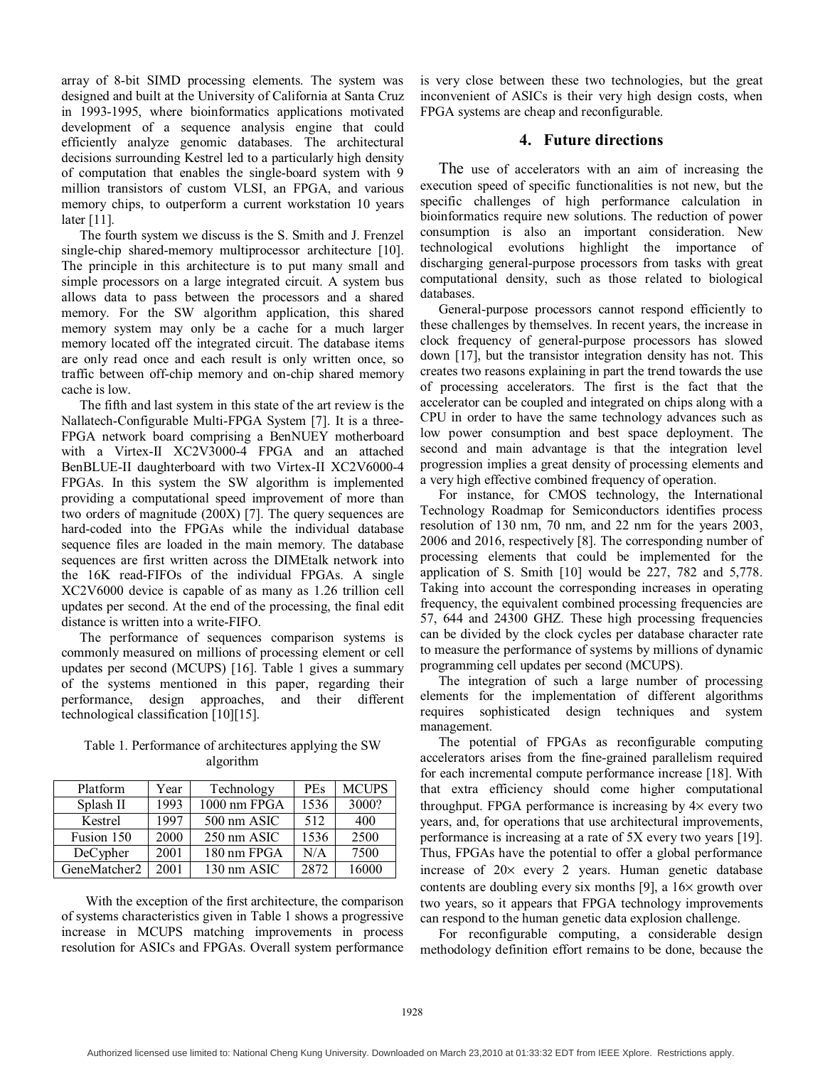array of 8-bit SIMD processing elements. The system was designed and built at the University of California at Santa Cruz in 1993-1995, where bioinformatics applications motivated development of a sequence analysis engine that could efficiently analyze genomic databases. The architectural decisions surrounding Kestrel led to a particularly high density of computation that enables the single-board system with 9 million transistors of custom VLSI, an FPGA, and various memory chips, to outperform a current workstation 10 years later [11].

The fourth system we discuss is the S. Smith and J. Frenzel single-chip shared-memory multiprocessor architecture [10]. The principle in this architecture is to put many small and simple processors on a large integrated circuit. A system bus allows data to pass between the processors and a shared memory. For the SW algorithm application, this shared memory system may only be a cache for a much larger memory located off the integrated circuit. The database items are only read once and each result is only written once, so traffic between off-chip memory and on-chip shared memory cache is low.

The fifth and last system in this state of the art review is the Nallatech-Configurable Multi-FPGA System [7]. It is a three-FPGA network board comprising a BenNUEY motherboard with a Virtex-II XC2V3000-4 FPGA and an attached BenBLUE-II daughterboard with two Virtex-II XC2V6000-4 FPGAs. In this system the SW algorithm is implemented providing a computational speed improvement of more than two orders of magnitude (200X) [7]. The query sequences are hard-coded into the FPGAs while the individual database sequence files are loaded in the main memory. The database sequences are first written across the DIMEtalk network into the 16K read-FIFOs of the individual FPGAs. A single XC2V6000 device is capable of as many as 1.26 trillion cell updates per second. At the end of the processing, the final edit distance is written into a write-FIFO.

The performance of sequences comparison systems is commonly measured on millions of processing element or cell updates per second (MCUPS) [16]. Table 1 gives a summary of the systems mentioned in this paper, regarding their performance, design approaches, and their different technological classification [10][15].

Table 1. Performance of architectures applying the SW algorithm

| Platform | Year | Technology | PEs | MCUPS |
|---|---|---|---|---|
| Splash II | 1993 | 1000 nm FPGA | 1536 | 3000? |
| Kestrel | 1997 | 500 nm ASIC | 512 | 400 |
| Fusion 150 | 2000 | 250 nm ASIC | 1536 | 2500 |
| DeCypher | 2001 | 180 nm FPGA | N/A | 7500 |
| GeneMatcher2 | 2001 | 130 nm ASIC | 2872 | 16000 |

With the exception of the first architecture, the comparison of systems characteristics given in Table 1 shows a progressive increase in MCUPS matching improvements in process resolution for ASICs and FPGAs. Overall system performance is very close between these two technologies, but the great inconvenient of ASICs is their very high design costs, when FPGA systems are cheap and reconfigurable.

## 4. Future directions

The use of accelerators with an aim of increasing the execution speed of specific functionalities is not new, but the specific challenges of high performance calculation in bioinformatics require new solutions. The reduction of power consumption is also an important consideration. New technological evolutions highlight the importance of discharging general-purpose processors from tasks with great computational density, such as those related to biological databases.

General-purpose processors cannot respond efficiently to these challenges by themselves. In recent years, the increase in clock frequency of general-purpose processors has slowed down [17], but the transistor integration density has not. This creates two reasons explaining in part the trend towards the use of processing accelerators. The first is the fact that the accelerator can be coupled and integrated on chips along with a CPU in order to have the same technology advances such as low power consumption and best space deployment. The second and main advantage is that the integration level progression implies a great density of processing elements and a very high effective combined frequency of operation.

For instance, for CMOS technology, the International Technology Roadmap for Semiconductors identifies process resolution of 130 nm, 70 nm, and 22 nm for the years 2003, 2006 and 2016, respectively [8]. The corresponding number of processing elements that could be implemented for the application of S. Smith [10] would be 227, 782 and 5,778. Taking into account the corresponding increases in operating frequency, the equivalent combined processing frequencies are 57, 644 and 24300 GHZ. These high processing frequencies can be divided by the clock cycles per database character rate to measure the performance of systems by millions of dynamic programming cell updates per second (MCUPS).

The integration of such a large number of processing elements for the implementation of different algorithms requires sophisticated design techniques and system management.

The potential of FPGAs as reconfigurable computing accelerators arises from the fine-grained parallelism required for each incremental compute performance increase [18]. With that extra efficiency should come higher computational throughput. FPGA performance is increasing by 4× every two years, and, for operations that use architectural improvements, performance is increasing at a rate of 5X every two years [19]. Thus, FPGAs have the potential to offer a global performance increase of 20× every 2 years. Human genetic database contents are doubling every six months [9], a 16× growth over two years, so it appears that FPGA technology improvements can respond to the human genetic data explosion challenge.

For reconfigurable computing, a considerable design methodology definition effort remains to be done, because the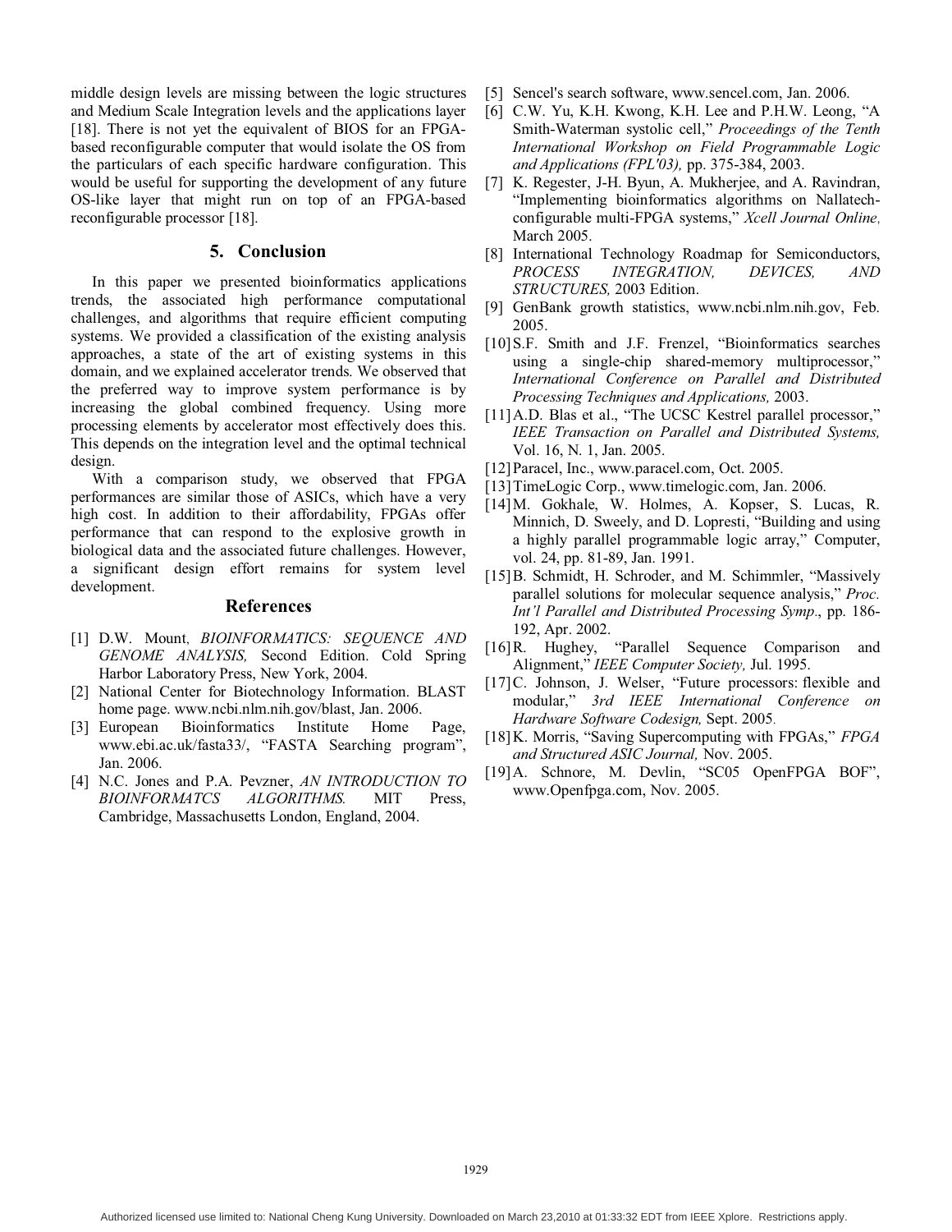middle design levels are missing between the logic structures and Medium Scale Integration levels and the applications layer [18]. There is not yet the equivalent of BIOS for an FPGA-based reconfigurable computer that would isolate the OS from the particulars of each specific hardware configuration. This would be useful for supporting the development of any future OS-like layer that might run on top of an FPGA-based reconfigurable processor [18].

## 5. Conclusion

In this paper we presented bioinformatics applications trends, the associated high performance computational challenges, and algorithms that require efficient computing systems. We provided a classification of the existing analysis approaches, a state of the art of existing systems in this domain, and we explained accelerator trends. We observed that the preferred way to improve system performance is by increasing the global combined frequency. Using more processing elements by accelerator most effectively does this. This depends on the integration level and the optimal technical design.

With a comparison study, we observed that FPGA performances are similar those of ASICs, which have a very high cost. In addition to their affordability, FPGAs offer performance that can respond to the explosive growth in biological data and the associated future challenges. However, a significant design effort remains for system level development.

## References

[1] D.W. Mount, *BIOINFORMATICS: SEQUENCE AND GENOME ANALYSIS,* Second Edition. Cold Spring Harbor Laboratory Press, New York, 2004.

[2] National Center for Biotechnology Information. BLAST home page. www.ncbi.nlm.nih.gov/blast, Jan. 2006.

[3] European Bioinformatics Institute Home Page, www.ebi.ac.uk/fasta33/, "FASTA Searching program", Jan. 2006.

[4] N.C. Jones and P.A. Pevzner, *AN INTRODUCTION TO BIOINFORMATCS ALGORITHMS.* MIT Press, Cambridge, Massachusetts London, England, 2004.

[5] Sencel's search software, www.sencel.com, Jan. 2006.

[6] C.W. Yu, K.H. Kwong, K.H. Lee and P.H.W. Leong, "A Smith-Waterman systolic cell," *Proceedings of the Tenth International Workshop on Field Programmable Logic and Applications (FPL'03),* pp. 375-384, 2003.

[7] K. Regester, J-H. Byun, A. Mukherjee, and A. Ravindran, "Implementing bioinformatics algorithms on Nallatech-configurable multi-FPGA systems," *Xcell Journal Online,* March 2005.

[8] International Technology Roadmap for Semiconductors, *PROCESS INTEGRATION, DEVICES, AND STRUCTURES,* 2003 Edition.

[9] GenBank growth statistics, www.ncbi.nlm.nih.gov, Feb. 2005.

[10] S.F. Smith and J.F. Frenzel, "Bioinformatics searches using a single-chip shared-memory multiprocessor," *International Conference on Parallel and Distributed Processing Techniques and Applications,* 2003.

[11] A.D. Blas et al., "The UCSC Kestrel parallel processor," *IEEE Transaction on Parallel and Distributed Systems,* Vol. 16, N. 1, Jan. 2005.

[12] Paracel, Inc., www.paracel.com, Oct. 2005.

[13] TimeLogic Corp., www.timelogic.com, Jan. 2006.

[14] M. Gokhale, W. Holmes, A. Kopser, S. Lucas, R. Minnich, D. Sweely, and D. Lopresti, "Building and using a highly parallel programmable logic array," Computer, vol. 24, pp. 81-89, Jan. 1991.

[15] B. Schmidt, H. Schroder, and M. Schimmler, "Massively parallel solutions for molecular sequence analysis," *Proc. Int'l Parallel and Distributed Processing Symp.*, pp. 186-192, Apr. 2002.

[16] R. Hughey, "Parallel Sequence Comparison and Alignment," *IEEE Computer Society,* Jul. 1995.

[17] C. Johnson, J. Welser, "Future processors: flexible and modular," *3rd IEEE International Conference on Hardware Software Codesign,* Sept. 2005.

[18] K. Morris, "Saving Supercomputing with FPGAs," *FPGA and Structured ASIC Journal,* Nov. 2005.

[19] A. Schnore, M. Devlin, "SC05 OpenFPGA BOF", www.Openfpga.com, Nov. 2005.